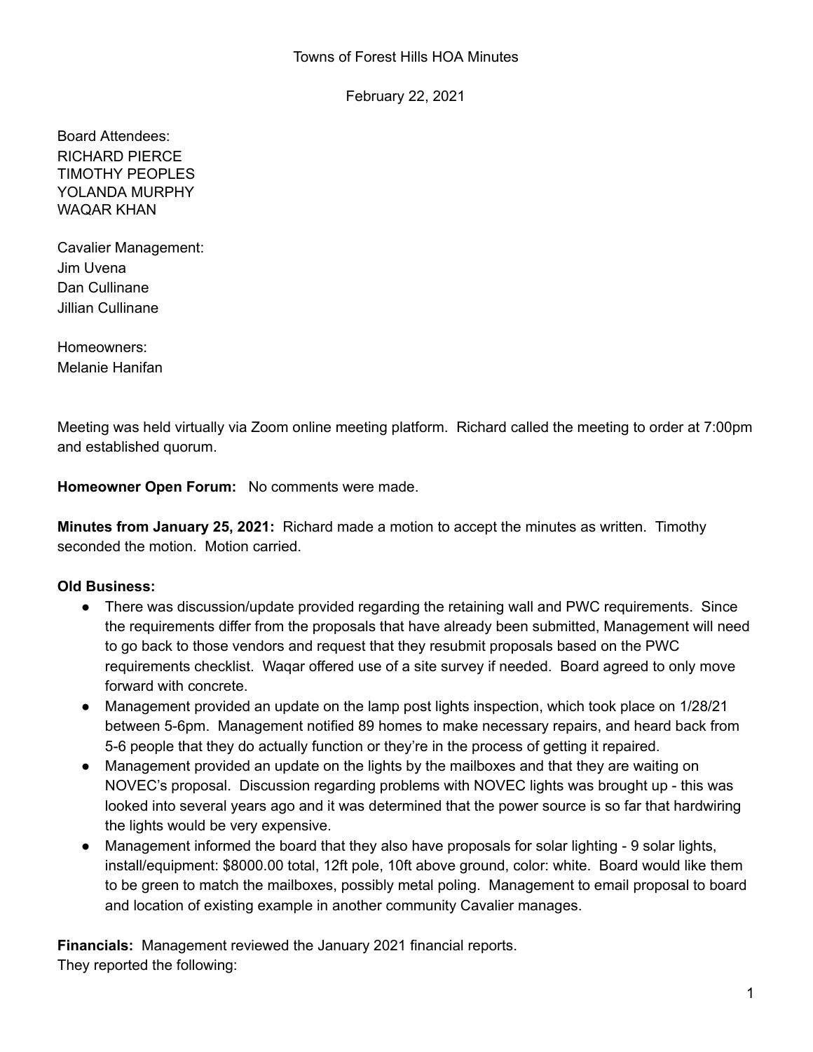Towns of Forest Hills HOA Minutes

February 22, 2021

Board Attendees:
RICHARD PIERCE
TIMOTHY PEOPLES
YOLANDA MURPHY
WAQAR KHAN

Cavalier Management:
Jim Uvena
Dan Cullinane
Jillian Cullinane

Homeowners:
Melanie Hanifan

Meeting was held virtually via Zoom online meeting platform. Richard called the meeting to order at 7:00pm and established quorum.

**Homeowner Open Forum:** No comments were made.

**Minutes from January 25, 2021:** Richard made a motion to accept the minutes as written. Timothy seconded the motion. Motion carried.

**Old Business:**

- There was discussion/update provided regarding the retaining wall and PWC requirements. Since the requirements differ from the proposals that have already been submitted, Management will need to go back to those vendors and request that they resubmit proposals based on the PWC requirements checklist. Waqar offered use of a site survey if needed. Board agreed to only move forward with concrete.
- Management provided an update on the lamp post lights inspection, which took place on 1/28/21 between 5-6pm. Management notified 89 homes to make necessary repairs, and heard back from 5-6 people that they do actually function or they're in the process of getting it repaired.
- Management provided an update on the lights by the mailboxes and that they are waiting on NOVEC's proposal. Discussion regarding problems with NOVEC lights was brought up - this was looked into several years ago and it was determined that the power source is so far that hardwiring the lights would be very expensive.
- Management informed the board that they also have proposals for solar lighting - 9 solar lights, install/equipment: $8000.00 total, 12ft pole, 10ft above ground, color: white. Board would like them to be green to match the mailboxes, possibly metal poling. Management to email proposal to board and location of existing example in another community Cavalier manages.

**Financials:** Management reviewed the January 2021 financial reports.
They reported the following: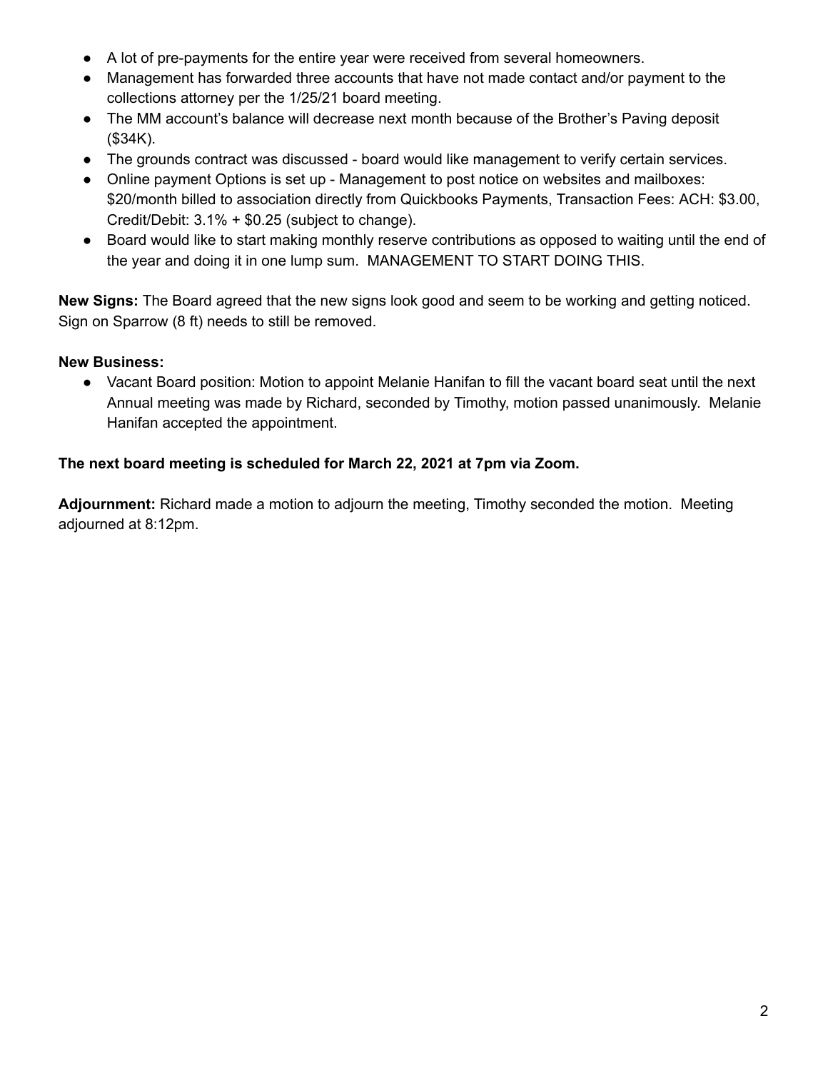- A lot of pre-payments for the entire year were received from several homeowners.
- Management has forwarded three accounts that have not made contact and/or payment to the collections attorney per the 1/25/21 board meeting.
- The MM account's balance will decrease next month because of the Brother's Paving deposit ($34K).
- The grounds contract was discussed - board would like management to verify certain services.
- Online payment Options is set up - Management to post notice on websites and mailboxes: $20/month billed to association directly from Quickbooks Payments, Transaction Fees: ACH: $3.00, Credit/Debit: 3.1% + $0.25 (subject to change).
- Board would like to start making monthly reserve contributions as opposed to waiting until the end of the year and doing it in one lump sum. MANAGEMENT TO START DOING THIS.

**New Signs:** The Board agreed that the new signs look good and seem to be working and getting noticed. Sign on Sparrow (8 ft) needs to still be removed.

**New Business:**

- Vacant Board position: Motion to appoint Melanie Hanifan to fill the vacant board seat until the next Annual meeting was made by Richard, seconded by Timothy, motion passed unanimously. Melanie Hanifan accepted the appointment.

**The next board meeting is scheduled for March 22, 2021 at 7pm via Zoom.**

**Adjournment:** Richard made a motion to adjourn the meeting, Timothy seconded the motion. Meeting adjourned at 8:12pm.